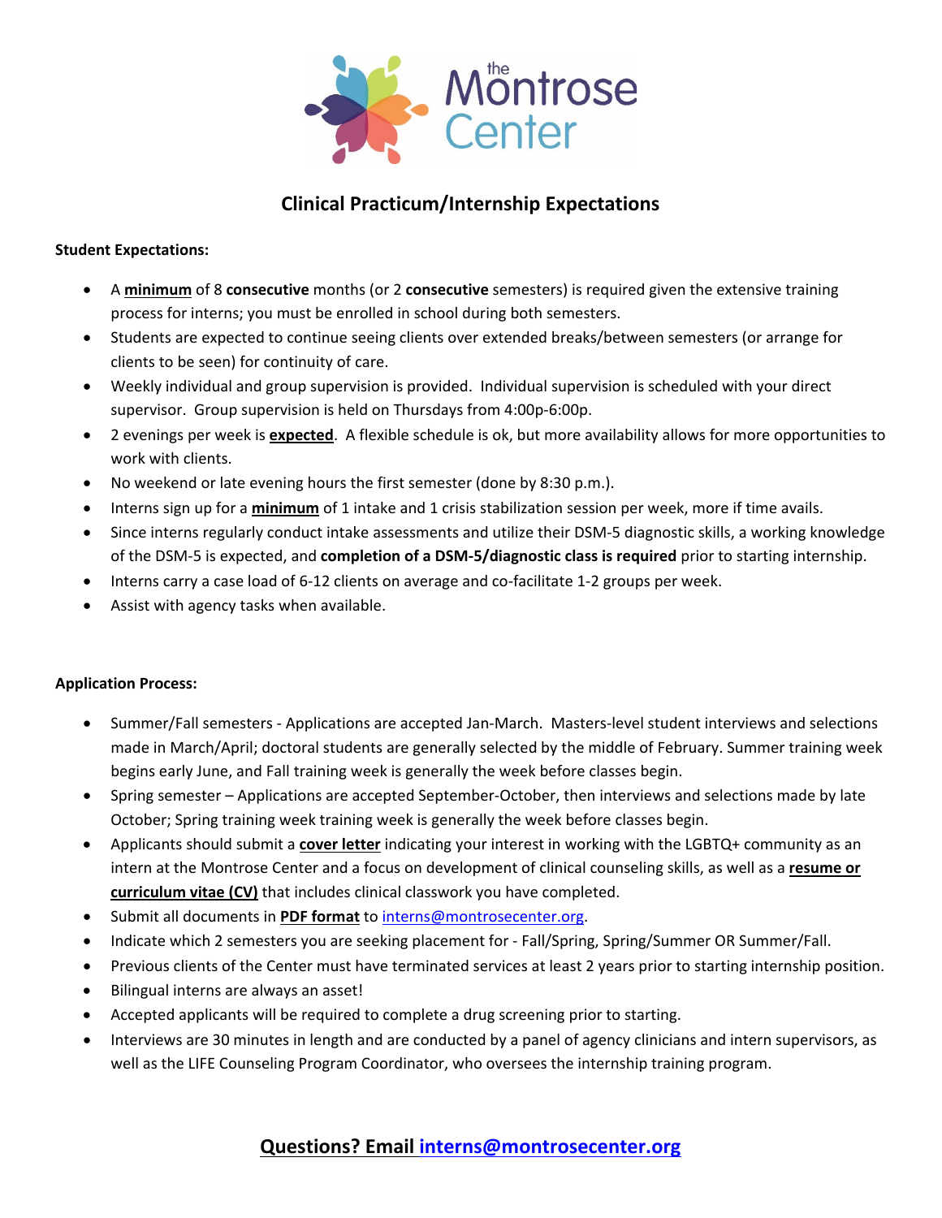# Clinical Practicum/Internship Expectations

**Student Expectations:**

- A **minimum** of 8 **consecutive** months (or 2 **consecutive** semesters) is required given the extensive training process for interns; you must be enrolled in school during both semesters.
- Students are expected to continue seeing clients over extended breaks/between semesters (or arrange for clients to be seen) for continuity of care.
- Weekly individual and group supervision is provided. Individual supervision is scheduled with your direct supervisor. Group supervision is held on Thursdays from 4:00p-6:00p.
- 2 evenings per week is **expected**. A flexible schedule is ok, but more availability allows for more opportunities to work with clients.
- No weekend or late evening hours the first semester (done by 8:30 p.m.).
- Interns sign up for a **minimum** of 1 intake and 1 crisis stabilization session per week, more if time avails.
- Since interns regularly conduct intake assessments and utilize their DSM-5 diagnostic skills, a working knowledge of the DSM-5 is expected, and **completion of a DSM-5/diagnostic class is required** prior to starting internship.
- Interns carry a case load of 6-12 clients on average and co-facilitate 1-2 groups per week.
- Assist with agency tasks when available.

**Application Process:**

- Summer/Fall semesters - Applications are accepted Jan-March. Masters-level student interviews and selections made in March/April; doctoral students are generally selected by the middle of February. Summer training week begins early June, and Fall training week is generally the week before classes begin.
- Spring semester – Applications are accepted September-October, then interviews and selections made by late October; Spring training week training week is generally the week before classes begin.
- Applicants should submit a **cover letter** indicating your interest in working with the LGBTQ+ community as an intern at the Montrose Center and a focus on development of clinical counseling skills, as well as a **resume or curriculum vitae (CV)** that includes clinical classwork you have completed.
- Submit all documents in **PDF format** to interns@montrosecenter.org.
- Indicate which 2 semesters you are seeking placement for - Fall/Spring, Spring/Summer OR Summer/Fall.
- Previous clients of the Center must have terminated services at least 2 years prior to starting internship position.
- Bilingual interns are always an asset!
- Accepted applicants will be required to complete a drug screening prior to starting.
- Interviews are 30 minutes in length and are conducted by a panel of agency clinicians and intern supervisors, as well as the LIFE Counseling Program Coordinator, who oversees the internship training program.

**Questions? Email interns@montrosecenter.org**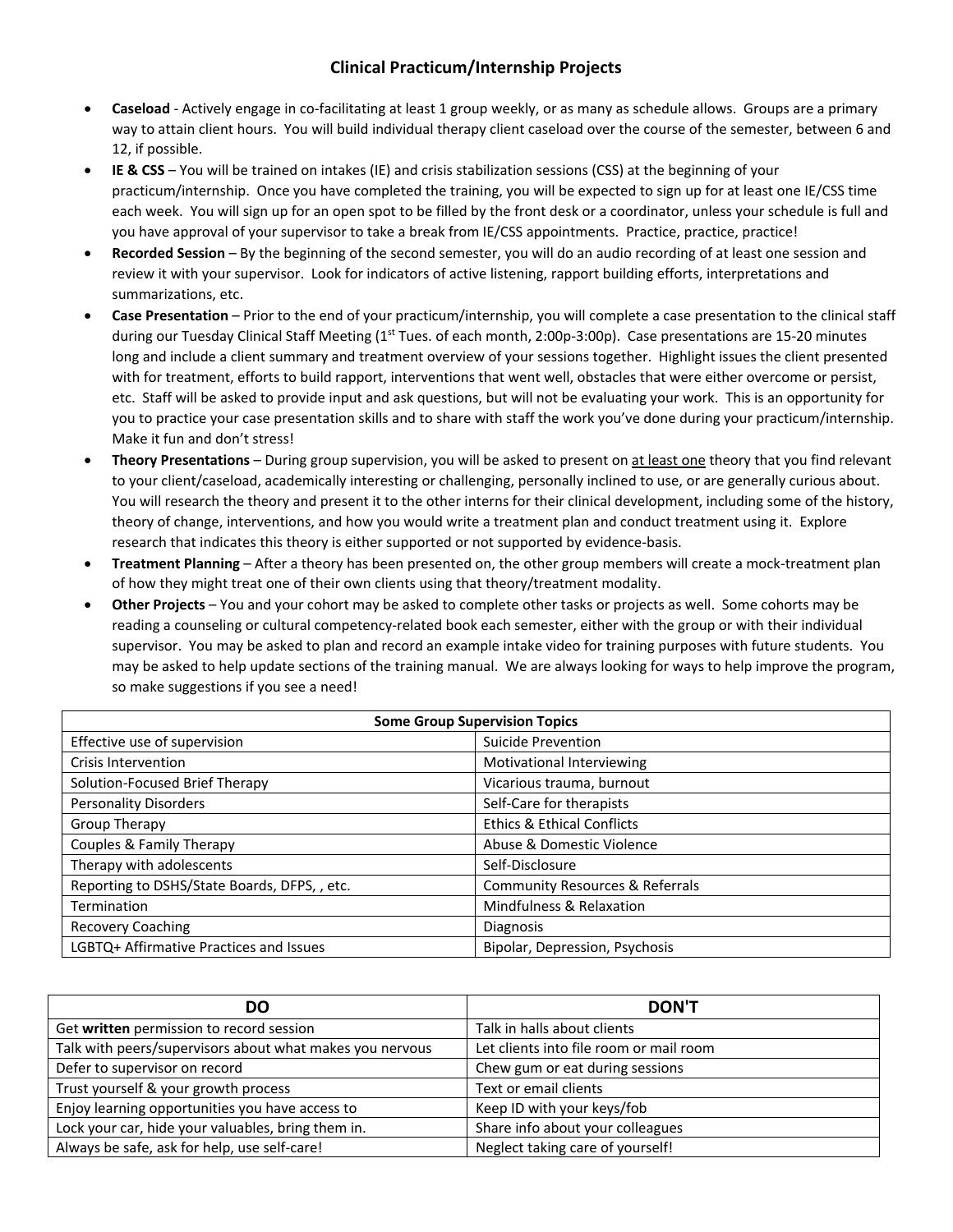# Clinical Practicum/Internship Projects

- **Caseload** - Actively engage in co-facilitating at least 1 group weekly, or as many as schedule allows. Groups are a primary way to attain client hours. You will build individual therapy client caseload over the course of the semester, between 6 and 12, if possible.
- **IE & CSS** – You will be trained on intakes (IE) and crisis stabilization sessions (CSS) at the beginning of your practicum/internship. Once you have completed the training, you will be expected to sign up for at least one IE/CSS time each week. You will sign up for an open spot to be filled by the front desk or a coordinator, unless your schedule is full and you have approval of your supervisor to take a break from IE/CSS appointments. Practice, practice, practice!
- **Recorded Session** – By the beginning of the second semester, you will do an audio recording of at least one session and review it with your supervisor. Look for indicators of active listening, rapport building efforts, interpretations and summarizations, etc.
- **Case Presentation** – Prior to the end of your practicum/internship, you will complete a case presentation to the clinical staff during our Tuesday Clinical Staff Meeting (1st Tues. of each month, 2:00p-3:00p). Case presentations are 15-20 minutes long and include a client summary and treatment overview of your sessions together. Highlight issues the client presented with for treatment, efforts to build rapport, interventions that went well, obstacles that were either overcome or persist, etc. Staff will be asked to provide input and ask questions, but will not be evaluating your work. This is an opportunity for you to practice your case presentation skills and to share with staff the work you've done during your practicum/internship. Make it fun and don't stress!
- **Theory Presentations** – During group supervision, you will be asked to present on <u>at least one</u> theory that you find relevant to your client/caseload, academically interesting or challenging, personally inclined to use, or are generally curious about. You will research the theory and present it to the other interns for their clinical development, including some of the history, theory of change, interventions, and how you would write a treatment plan and conduct treatment using it. Explore research that indicates this theory is either supported or not supported by evidence-basis.
- **Treatment Planning** – After a theory has been presented on, the other group members will create a mock-treatment plan of how they might treat one of their own clients using that theory/treatment modality.
- **Other Projects** – You and your cohort may be asked to complete other tasks or projects as well. Some cohorts may be reading a counseling or cultural competency-related book each semester, either with the group or with their individual supervisor. You may be asked to plan and record an example intake video for training purposes with future students. You may be asked to help update sections of the training manual. We are always looking for ways to help improve the program, so make suggestions if you see a need!

| **Some Group Supervision Topics** | |
|---|---|
| Effective use of supervision | Suicide Prevention |
| Crisis Intervention | Motivational Interviewing |
| Solution-Focused Brief Therapy | Vicarious trauma, burnout |
| Personality Disorders | Self-Care for therapists |
| Group Therapy | Ethics & Ethical Conflicts |
| Couples & Family Therapy | Abuse & Domestic Violence |
| Therapy with adolescents | Self-Disclosure |
| Reporting to DSHS/State Boards, DFPS, , etc. | Community Resources & Referrals |
| Termination | Mindfulness & Relaxation |
| Recovery Coaching | Diagnosis |
| LGBTQ+ Affirmative Practices and Issues | Bipolar, Depression, Psychosis |

| DO | DON'T |
|---|---|
| Get **written** permission to record session | Talk in halls about clients |
| Talk with peers/supervisors about what makes you nervous | Let clients into file room or mail room |
| Defer to supervisor on record | Chew gum or eat during sessions |
| Trust yourself & your growth process | Text or email clients |
| Enjoy learning opportunities you have access to | Keep ID with your keys/fob |
| Lock your car, hide your valuables, bring them in. | Share info about your colleagues |
| Always be safe, ask for help, use self-care! | Neglect taking care of yourself! |